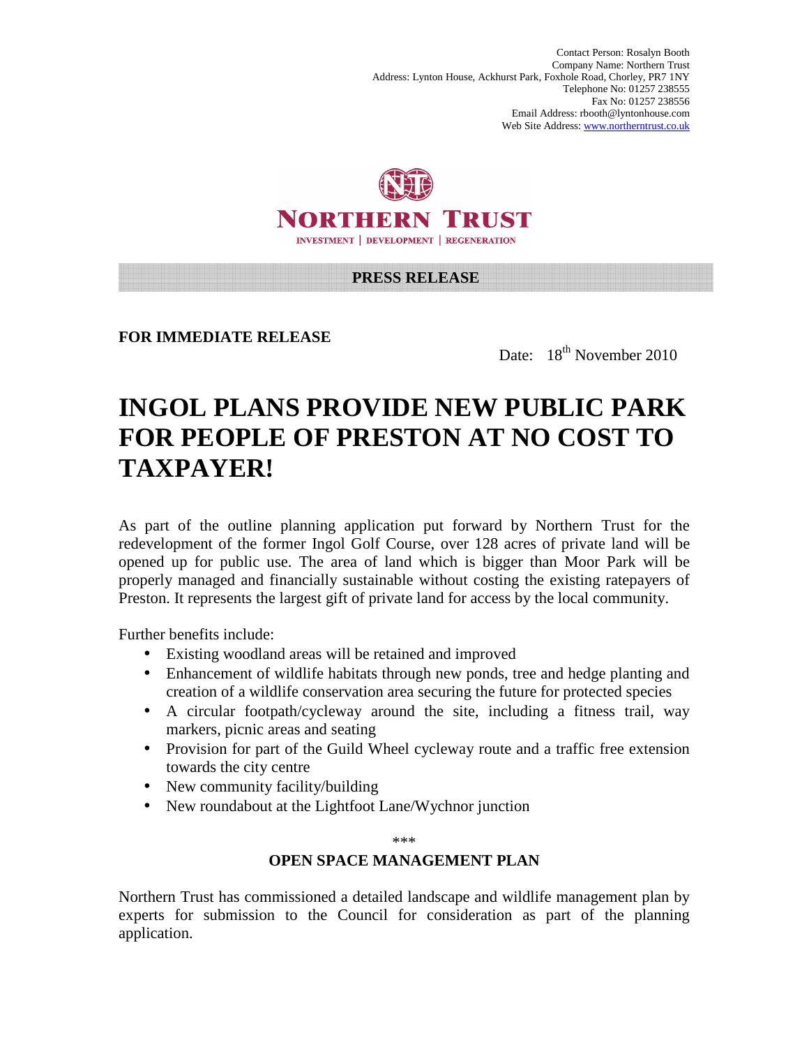Contact Person: Rosalyn Booth
Company Name: Northern Trust
Address: Lynton House, Ackhurst Park, Foxhole Road, Chorley, PR7 1NY
Telephone No: 01257 238555
Fax No: 01257 238556
Email Address: rbooth@lyntonhouse.com
Web Site Address: www.northerntrust.co.uk

**NORTHERN TRUST**

INVESTMENT | DEVELOPMENT | REGENERATION

**PRESS RELEASE**

**FOR IMMEDIATE RELEASE**

Date: 18th November 2010

# INGOL PLANS PROVIDE NEW PUBLIC PARK FOR PEOPLE OF PRESTON AT NO COST TO TAXPAYER!

As part of the outline planning application put forward by Northern Trust for the redevelopment of the former Ingol Golf Course, over 128 acres of private land will be opened up for public use. The area of land which is bigger than Moor Park will be properly managed and financially sustainable without costing the existing ratepayers of Preston. It represents the largest gift of private land for access by the local community.

Further benefits include:

- Existing woodland areas will be retained and improved
- Enhancement of wildlife habitats through new ponds, tree and hedge planting and creation of a wildlife conservation area securing the future for protected species
- A circular footpath/cycleway around the site, including a fitness trail, way markers, picnic areas and seating
- Provision for part of the Guild Wheel cycleway route and a traffic free extension towards the city centre
- New community facility/building
- New roundabout at the Lightfoot Lane/Wychnor junction

\*\*\*

## OPEN SPACE MANAGEMENT PLAN

Northern Trust has commissioned a detailed landscape and wildlife management plan by experts for submission to the Council for consideration as part of the planning application.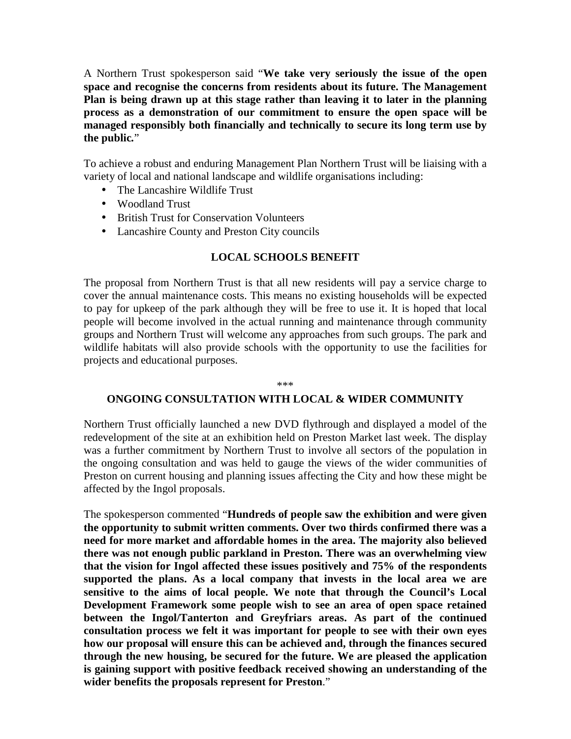A Northern Trust spokesperson said "**We take very seriously the issue of the open space and recognise the concerns from residents about its future. The Management Plan is being drawn up at this stage rather than leaving it to later in the planning process as a demonstration of our commitment to ensure the open space will be managed responsibly both financially and technically to secure its long term use by the public.**"

To achieve a robust and enduring Management Plan Northern Trust will be liaising with a variety of local and national landscape and wildlife organisations including:

- The Lancashire Wildlife Trust
- Woodland Trust
- British Trust for Conservation Volunteers
- Lancashire County and Preston City councils

## LOCAL SCHOOLS BENEFIT

The proposal from Northern Trust is that all new residents will pay a service charge to cover the annual maintenance costs. This means no existing households will be expected to pay for upkeep of the park although they will be free to use it. It is hoped that local people will become involved in the actual running and maintenance through community groups and Northern Trust will welcome any approaches from such groups. The park and wildlife habitats will also provide schools with the opportunity to use the facilities for projects and educational purposes.

***

## ONGOING CONSULTATION WITH LOCAL & WIDER COMMUNITY

Northern Trust officially launched a new DVD flythrough and displayed a model of the redevelopment of the site at an exhibition held on Preston Market last week. The display was a further commitment by Northern Trust to involve all sectors of the population in the ongoing consultation and was held to gauge the views of the wider communities of Preston on current housing and planning issues affecting the City and how these might be affected by the Ingol proposals.

The spokesperson commented "**Hundreds of people saw the exhibition and were given the opportunity to submit written comments. Over two thirds confirmed there was a need for more market and affordable homes in the area. The majority also believed there was not enough public parkland in Preston. There was an overwhelming view that the vision for Ingol affected these issues positively and 75% of the respondents supported the plans. As a local company that invests in the local area we are sensitive to the aims of local people. We note that through the Council's Local Development Framework some people wish to see an area of open space retained between the Ingol/Tanterton and Greyfriars areas. As part of the continued consultation process we felt it was important for people to see with their own eyes how our proposal will ensure this can be achieved and, through the finances secured through the new housing, be secured for the future. We are pleased the application is gaining support with positive feedback received showing an understanding of the wider benefits the proposals represent for Preston**."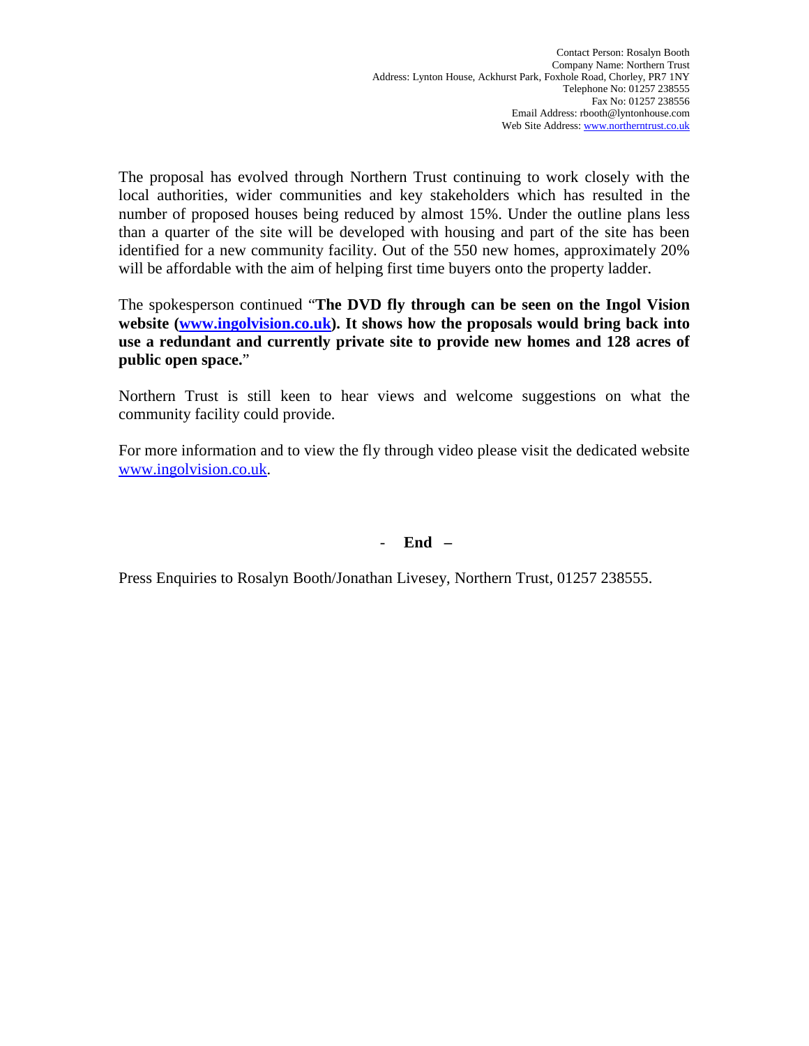Contact Person: Rosalyn Booth
Company Name: Northern Trust
Address: Lynton House, Ackhurst Park, Foxhole Road, Chorley, PR7 1NY
Telephone No: 01257 238555
Fax No: 01257 238556
Email Address: rbooth@lyntonhouse.com
Web Site Address: www.northerntrust.co.uk

The proposal has evolved through Northern Trust continuing to work closely with the local authorities, wider communities and key stakeholders which has resulted in the number of proposed houses being reduced by almost 15%. Under the outline plans less than a quarter of the site will be developed with housing and part of the site has been identified for a new community facility. Out of the 550 new homes, approximately 20% will be affordable with the aim of helping first time buyers onto the property ladder.

The spokesperson continued "**The DVD fly through can be seen on the Ingol Vision website (www.ingolvision.co.uk). It shows how the proposals would bring back into use a redundant and currently private site to provide new homes and 128 acres of public open space.**"

Northern Trust is still keen to hear views and welcome suggestions on what the community facility could provide.

For more information and to view the fly through video please visit the dedicated website www.ingolvision.co.uk.

- **End –**

Press Enquiries to Rosalyn Booth/Jonathan Livesey, Northern Trust, 01257 238555.